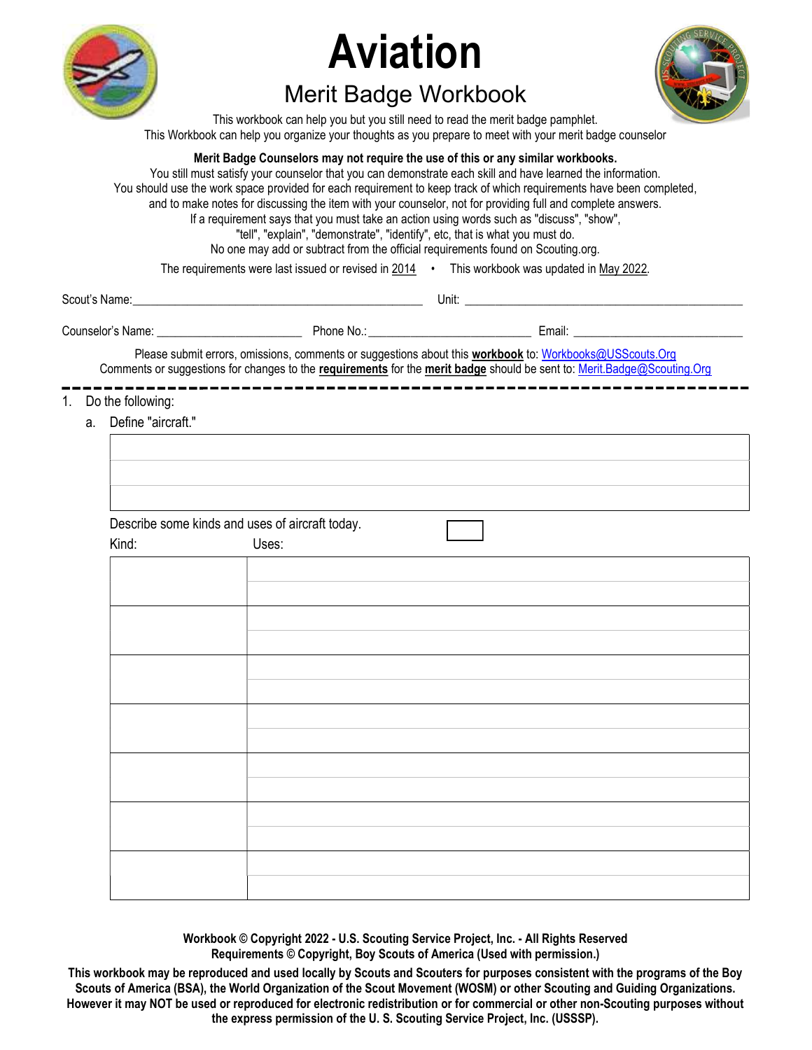# Aviation

## Merit Badge Workbook

This workbook can help you but you still need to read the merit badge pamphlet.
This Workbook can help you organize your thoughts as you prepare to meet with your merit badge counselor

**Merit Badge Counselors may not require the use of this or any similar workbooks.**
You still must satisfy your counselor that you can demonstrate each skill and have learned the information.
You should use the work space provided for each requirement to keep track of which requirements have been completed, and to make notes for discussing the item with your counselor, not for providing full and complete answers.
If a requirement says that you must take an action using words such as "discuss", "show", "tell", "explain", "demonstrate", "identify", etc, that is what you must do.
No one may add or subtract from the official requirements found on Scouting.org.

The requirements were last issued or revised in 2014 • This workbook was updated in May 2022.

Scout's Name: ____________________ Unit: ____________________

Counselor's Name: ____________________ Phone No.: ____________________ Email: ____________________

Please submit errors, omissions, comments or suggestions about this **workbook** to: Workbooks@USScouts.Org
Comments or suggestions for changes to the **requirements** for the **merit badge** should be sent to: Merit.Badge@Scouting.Org

---

1. Do the following:
   a. Define "aircraft."

| |
|---|
| |
| |
| |

Describe some kinds and uses of aircraft today.

| Kind: | Uses: |
|---|---|
| | |
| | |
| | |
| | |
| | |
| | |
| | |

**Workbook © Copyright 2022 - U.S. Scouting Service Project, Inc. - All Rights Reserved**
**Requirements © Copyright, Boy Scouts of America (Used with permission.)**

**This workbook may be reproduced and used locally by Scouts and Scouters for purposes consistent with the programs of the Boy Scouts of America (BSA), the World Organization of the Scout Movement (WOSM) or other Scouting and Guiding Organizations. However it may NOT be used or reproduced for electronic redistribution or for commercial or other non-Scouting purposes without the express permission of the U. S. Scouting Service Project, Inc. (USSSP).**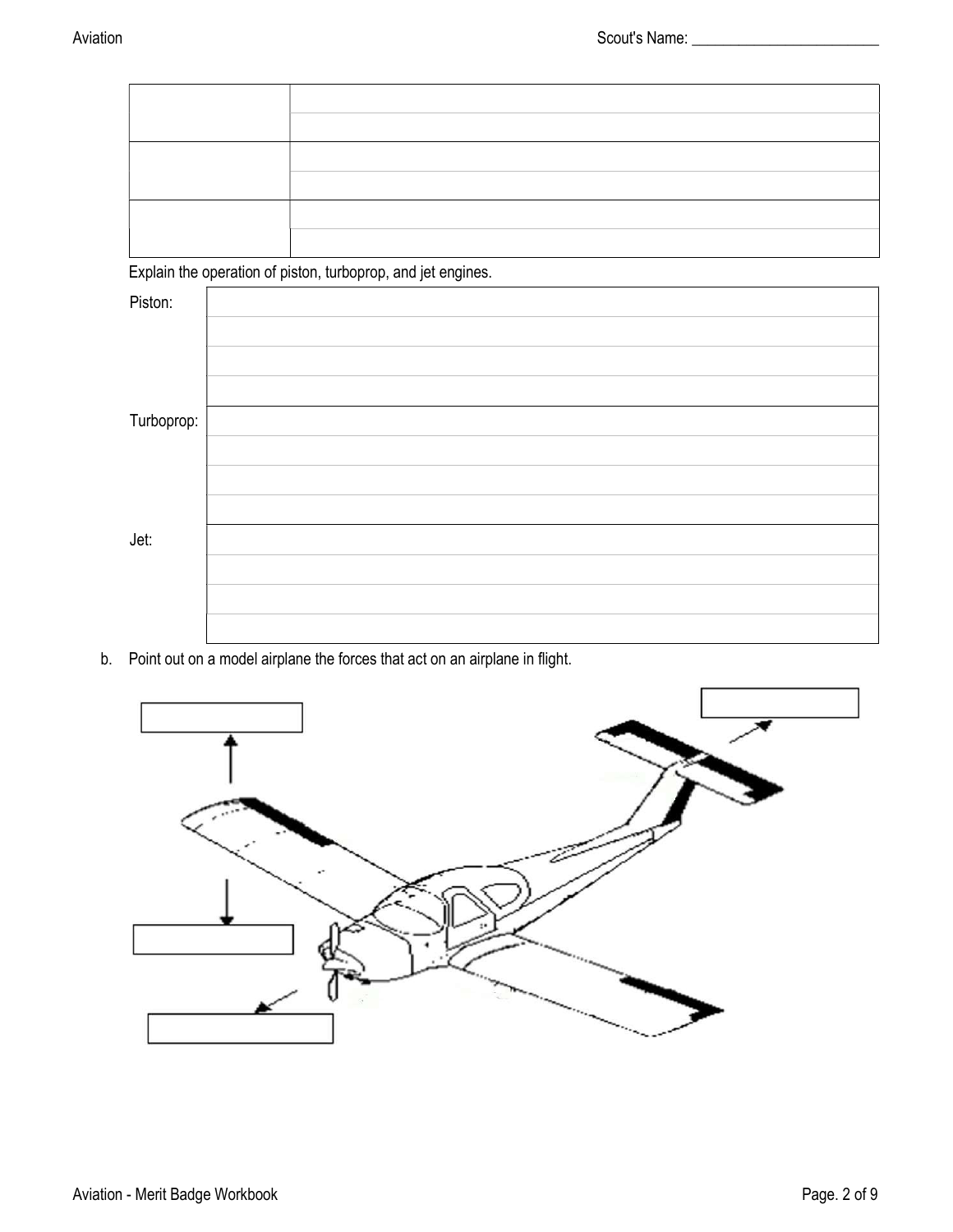| | |
|---|---|
| | |
| | |
| | |
| | |
| | |
| | |

Explain the operation of piston, turboprop, and jet engines.

| | |
|---|---|
| Piston: | |
| | |
| | |
| | |
| Turboprop: | |
| | |
| | |
| | |
| Jet: | |
| | |
| | |
| | |

b. Point out on a model airplane the forces that act on an airplane in flight.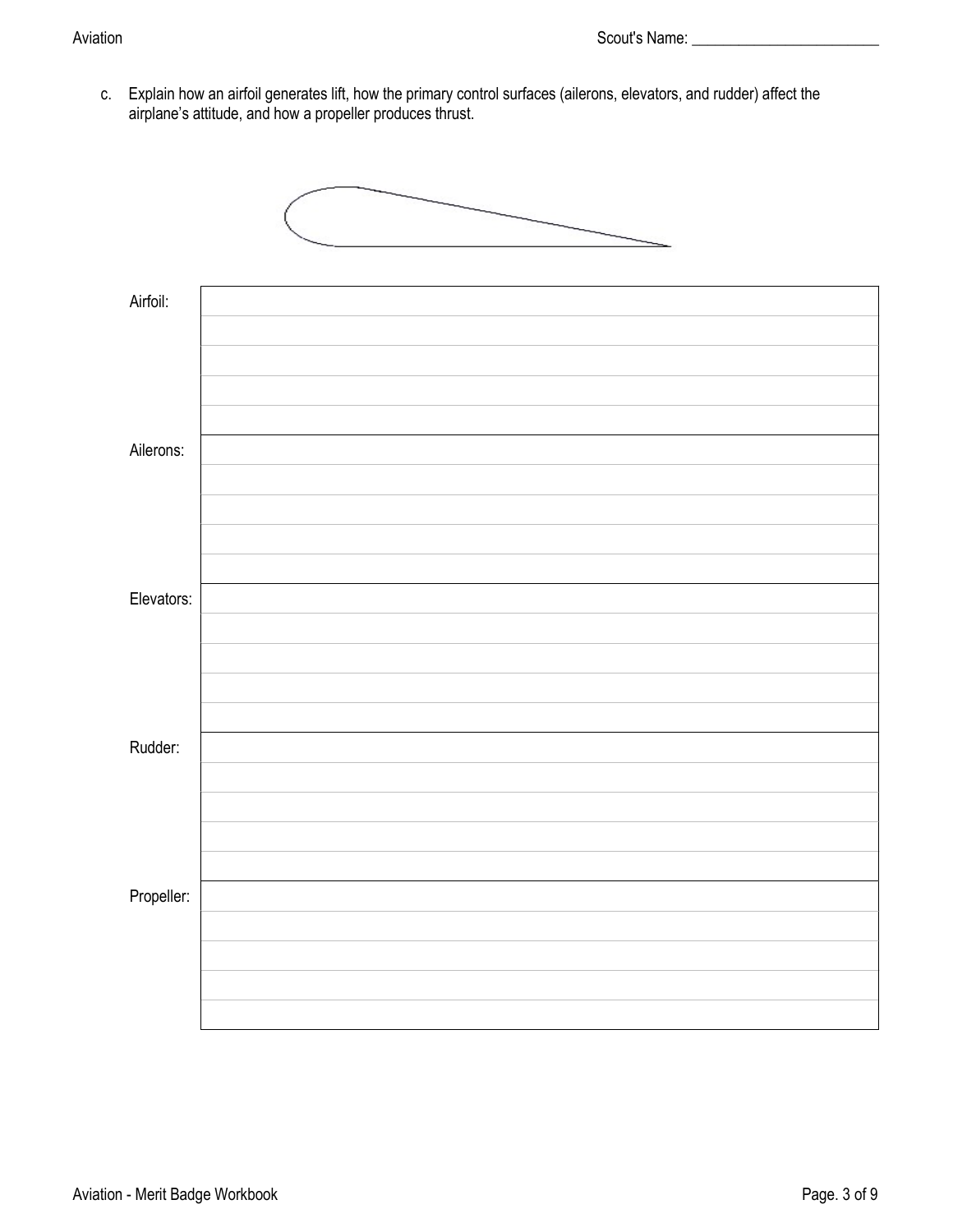c. Explain how an airfoil generates lift, how the primary control surfaces (ailerons, elevators, and rudder) affect the airplane's attitude, and how a propeller produces thrust.

| | |
|---|---|
| Airfoil: | |
| | |
| | |
| | |
| | |
| Ailerons: | |
| | |
| | |
| | |
| | |
| Elevators: | |
| | |
| | |
| | |
| | |
| Rudder: | |
| | |
| | |
| | |
| | |
| Propeller: | |
| | |
| | |
| | |
| | |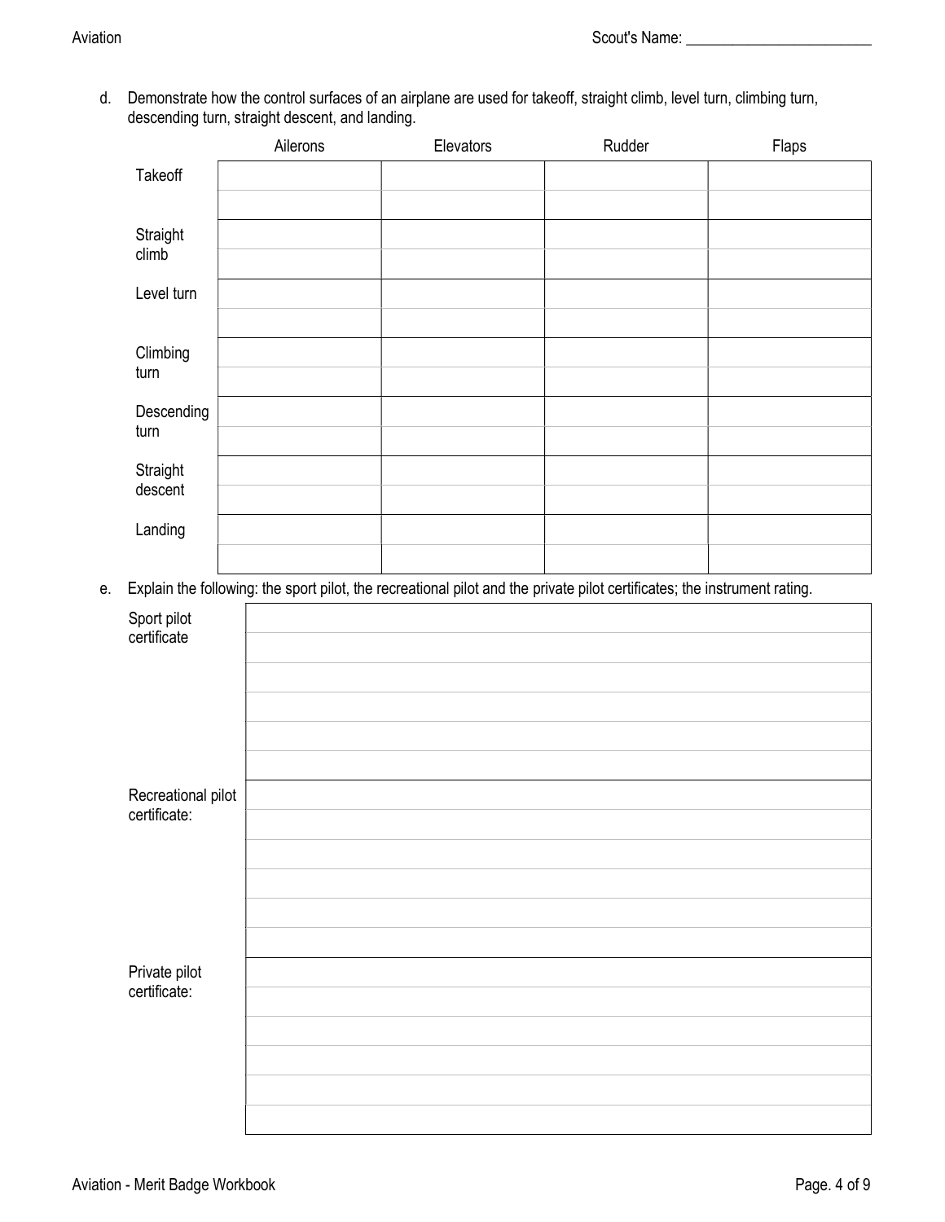Scout's Name: ________________________

d. Demonstrate how the control surfaces of an airplane are used for takeoff, straight climb, level turn, climbing turn, descending turn, straight descent, and landing.

| | Ailerons | Elevators | Rudder | Flaps |
|---|---|---|---|---|
| Takeoff | | | | |
| Straight climb | | | | |
| Level turn | | | | |
| Climbing turn | | | | |
| Descending turn | | | | |
| Straight descent | | | | |
| Landing | | | | |

e. Explain the following: the sport pilot, the recreational pilot and the private pilot certificates; the instrument rating.

| | |
|---|---|
| Sport pilot certificate | |
| Recreational pilot certificate: | |
| Private pilot certificate: | |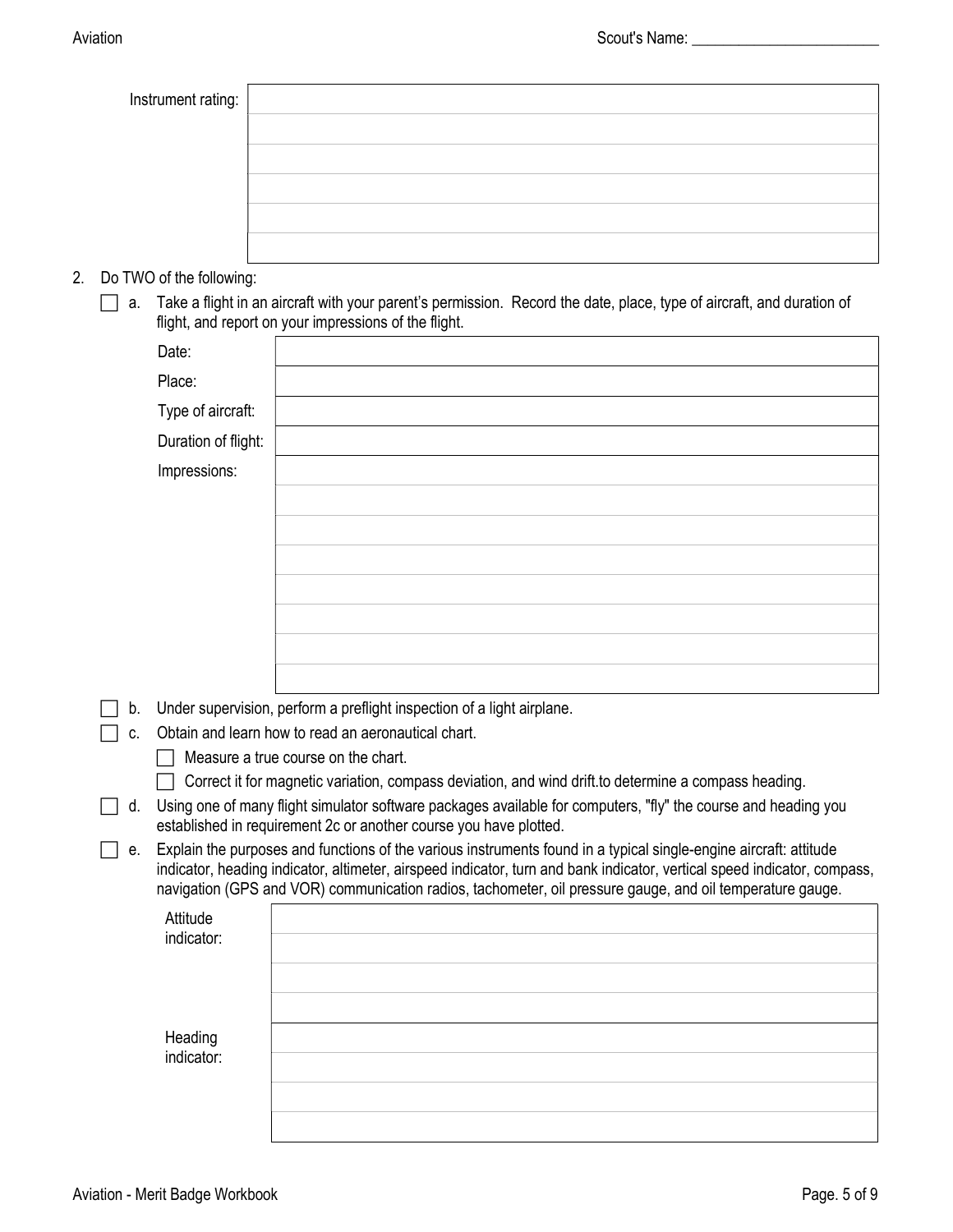Instrument rating:

| |
|---|
| |
| |
| |
| |
| |

2. Do TWO of the following:

☐ a. Take a flight in an aircraft with your parent's permission. Record the date, place, type of aircraft, and duration of flight, and report on your impressions of the flight.

| | |
|---|---|
| Date: | |
| Place: | |
| Type of aircraft: | |
| Duration of flight: | |
| Impressions: | |
| | |
| | |
| | |
| | |
| | |
| | |
| | |

☐ b. Under supervision, perform a preflight inspection of a light airplane.

☐ c. Obtain and learn how to read an aeronautical chart.

- ☐ Measure a true course on the chart.
- ☐ Correct it for magnetic variation, compass deviation, and wind drift.to determine a compass heading.

☐ d. Using one of many flight simulator software packages available for computers, "fly" the course and heading you established in requirement 2c or another course you have plotted.

☐ e. Explain the purposes and functions of the various instruments found in a typical single-engine aircraft: attitude indicator, heading indicator, altimeter, airspeed indicator, turn and bank indicator, vertical speed indicator, compass, navigation (GPS and VOR) communication radios, tachometer, oil pressure gauge, and oil temperature gauge.

| | |
|---|---|
| Attitude indicator: | |
| | |
| | |
| | |
| Heading indicator: | |
| | |
| | |
| | |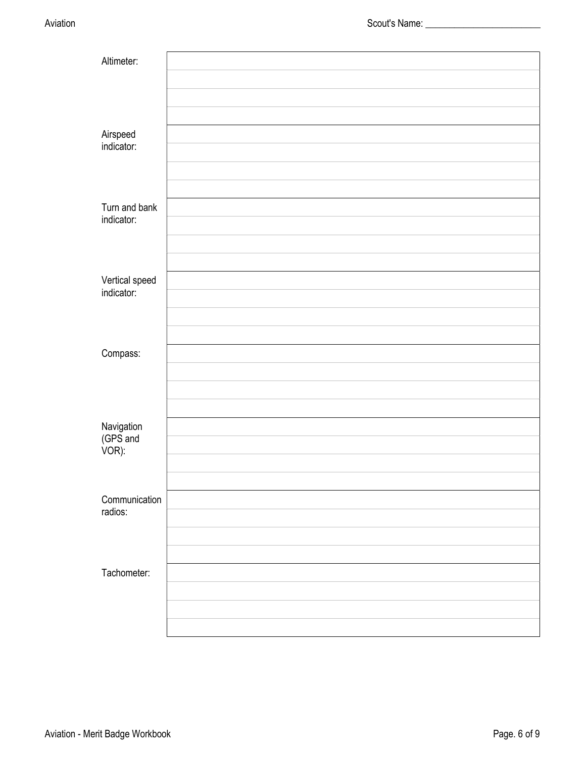| | |
|---|---|
| Altimeter: | |
| Airspeed indicator: | |
| Turn and bank indicator: | |
| Vertical speed indicator: | |
| Compass: | |
| Navigation (GPS and VOR): | |
| Communication radios: | |
| Tachometer: | |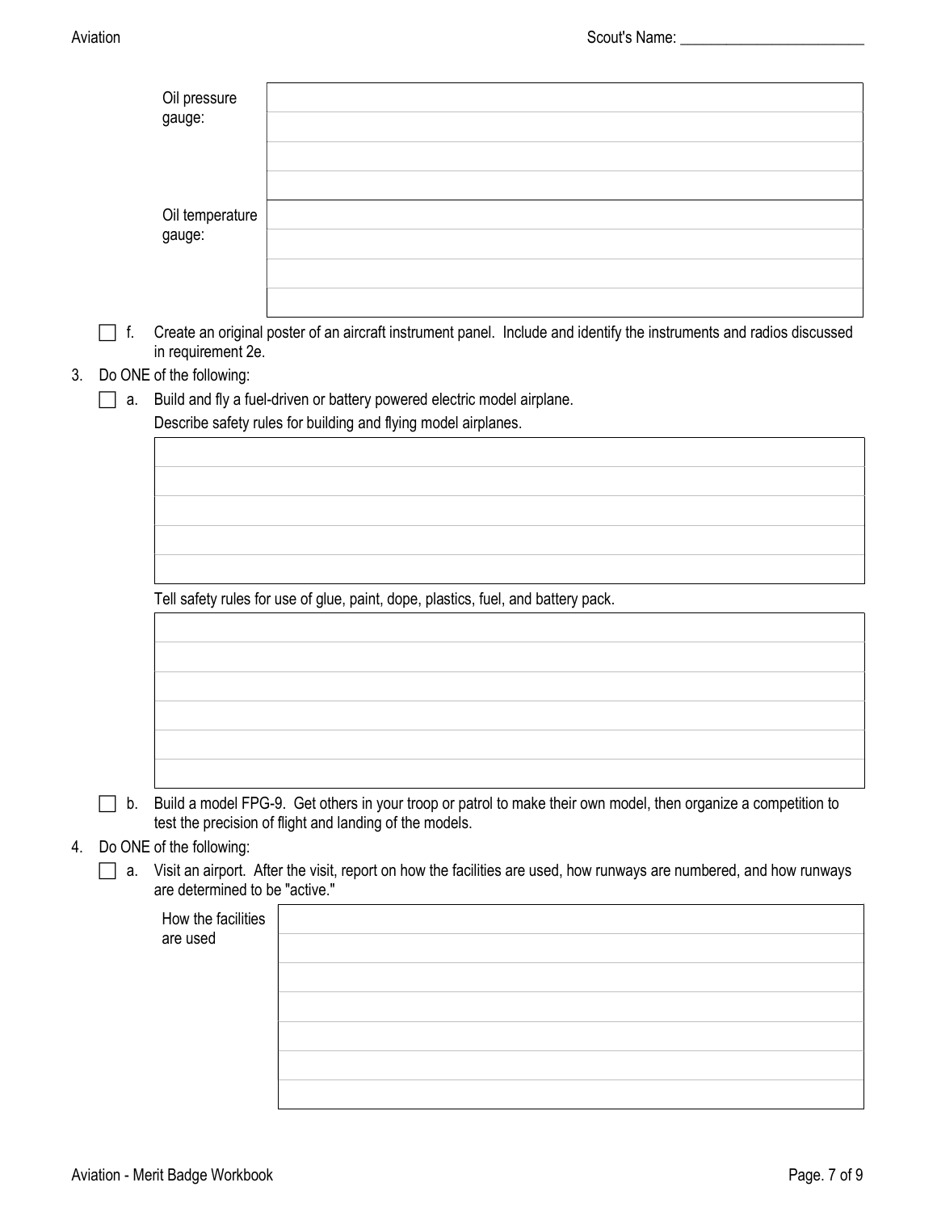| Oil pressure gauge: | |
|---|---|
| | |
| | |
| | |
| Oil temperature gauge: | |
| | |
| | |
| | |

- [ ] f. Create an original poster of an aircraft instrument panel. Include and identify the instruments and radios discussed in requirement 2e.

3. Do ONE of the following:
   - [ ] a. Build and fly a fuel-driven or battery powered electric model airplane.

     Describe safety rules for building and flying model airplanes.

     | |
     |---|
     | |
     | |
     | |
     | |

     Tell safety rules for use of glue, paint, dope, plastics, fuel, and battery pack.

     | |
     |---|
     | |
     | |
     | |
     | |
     | |

   - [ ] b. Build a model FPG-9. Get others in your troop or patrol to make their own model, then organize a competition to test the precision of flight and landing of the models.

4. Do ONE of the following:
   - [ ] a. Visit an airport. After the visit, report on how the facilities are used, how runways are numbered, and how runways are determined to be "active."

     | How the facilities are used | |
     |---|---|
     | | |
     | | |
     | | |
     | | |
     | | |
     | | |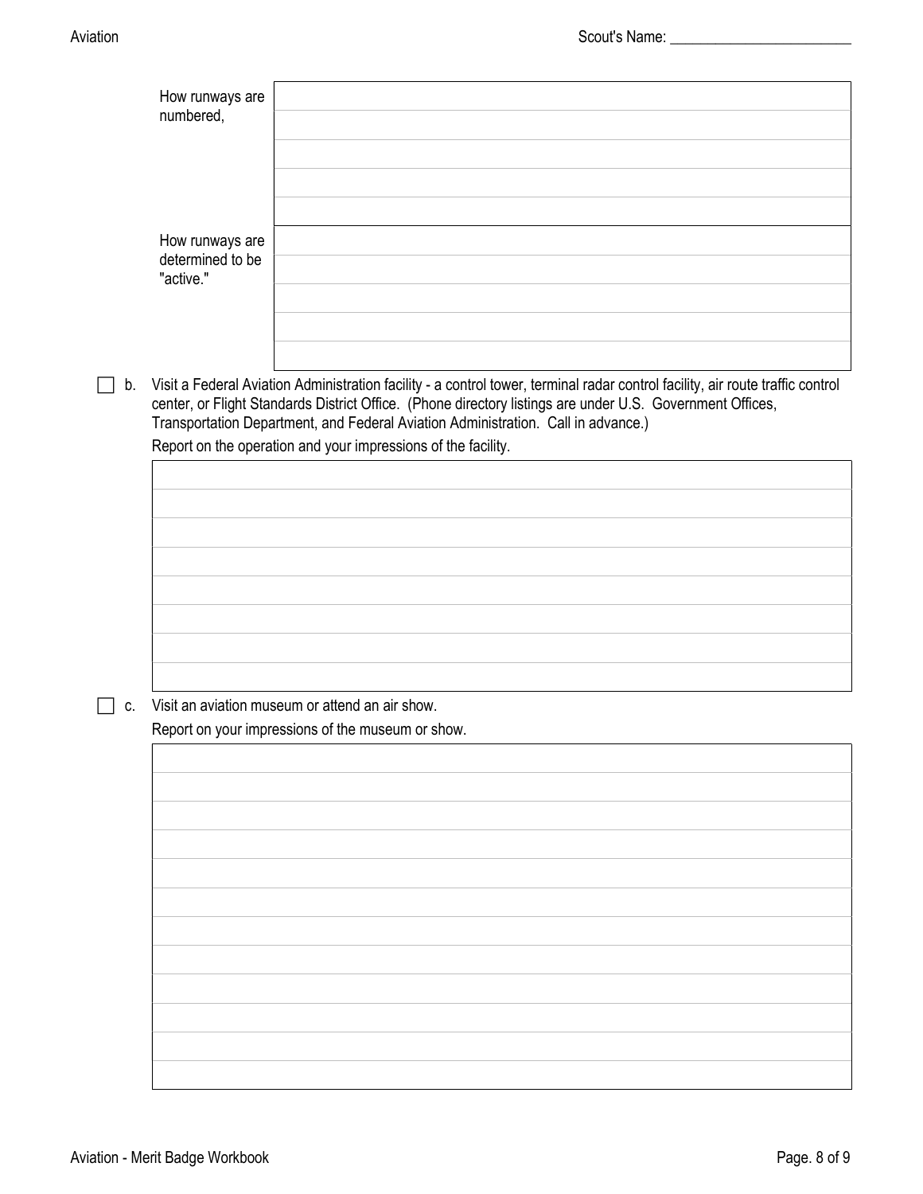| | |
|---|---|
| How runways are numbered, | |
| How runways are determined to be "active." | |

- [ ] b. Visit a Federal Aviation Administration facility - a control tower, terminal radar control facility, air route traffic control center, or Flight Standards District Office. (Phone directory listings are under U.S. Government Offices, Transportation Department, and Federal Aviation Administration. Call in advance.)

  Report on the operation and your impressions of the facility.

- [ ] c. Visit an aviation museum or attend an air show.

  Report on your impressions of the museum or show.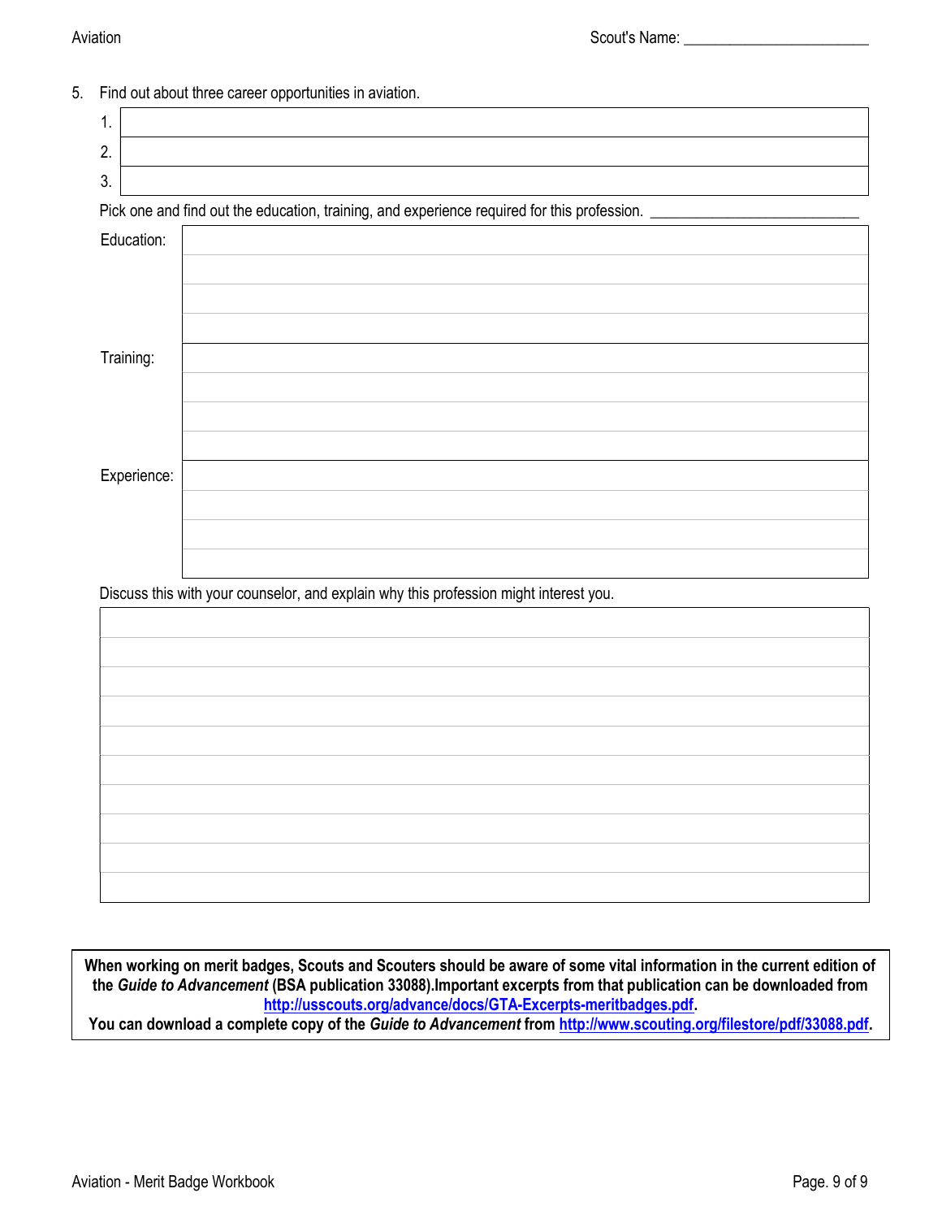5. Find out about three career opportunities in aviation.

| | |
|---|---|
| 1. | |
| 2. | |
| 3. | |

Pick one and find out the education, training, and experience required for this profession. ___________________________

| | |
|---|---|
| Education: | |
| | |
| | |
| | |
| Training: | |
| | |
| | |
| | |
| Experience: | |
| | |
| | |
| | |

Discuss this with your counselor, and explain why this profession might interest you.

| |
|---|
| |
| |
| |
| |
| |
| |
| |
| |
| |
| |

**When working on merit badges, Scouts and Scouters should be aware of some vital information in the current edition of the *Guide to Advancement* (BSA publication 33088).Important excerpts from that publication can be downloaded from [http://usscouts.org/advance/docs/GTA-Excerpts-meritbadges.pdf](http://usscouts.org/advance/docs/GTA-Excerpts-meritbadges.pdf).**
**You can download a complete copy of the *Guide to Advancement* from [http://www.scouting.org/filestore/pdf/33088.pdf](http://www.scouting.org/filestore/pdf/33088.pdf).**